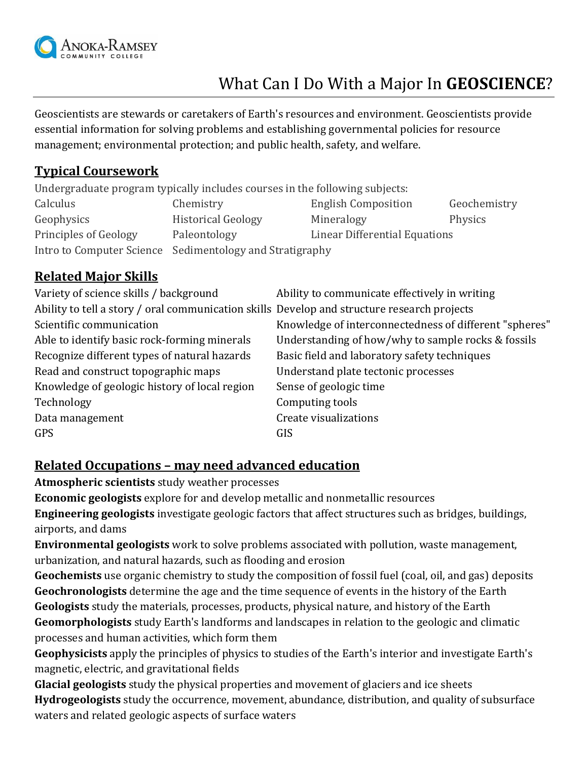# What Can I Do With a Major In **GEOSCIENCE**?

Geoscientists are stewards or caretakers of Earth's resources and environment. Geoscientists provide essential information for solving problems and establishing governmental policies for resource management; environmental protection; and public health, safety, and welfare.

## Typical Coursework

Undergraduate program typically includes courses in the following subjects:

- Calculus
- Chemistry
- English Composition
- Geochemistry
- Geophysics
- Historical Geology
- Mineralogy
- Physics
- Principles of Geology
- Paleontology
- Linear Differential Equations
- Intro to Computer Science
- Sedimentology and Stratigraphy

## Related Major Skills

- Variety of science skills / background
- Ability to communicate effectively in writing
- Ability to tell a story / oral communication skills
- Develop and structure research projects
- Scientific communication
- Knowledge of interconnectedness of different "spheres"
- Able to identify basic rock-forming minerals
- Understanding of how/why to sample rocks & fossils
- Recognize different types of natural hazards
- Basic field and laboratory safety techniques
- Read and construct topographic maps
- Understand plate tectonic processes
- Knowledge of geologic history of local region
- Sense of geologic time
- Technology
- Computing tools
- Data management
- Create visualizations
- GPS
- GIS

## Related Occupations – may need advanced education

**Atmospheric scientists** study weather processes

**Economic geologists** explore for and develop metallic and nonmetallic resources

**Engineering geologists** investigate geologic factors that affect structures such as bridges, buildings, airports, and dams

**Environmental geologists** work to solve problems associated with pollution, waste management, urbanization, and natural hazards, such as flooding and erosion

**Geochemists** use organic chemistry to study the composition of fossil fuel (coal, oil, and gas) deposits

**Geochronologists** determine the age and the time sequence of events in the history of the Earth

**Geologists** study the materials, processes, products, physical nature, and history of the Earth

**Geomorphologists** study Earth's landforms and landscapes in relation to the geologic and climatic processes and human activities, which form them

**Geophysicists** apply the principles of physics to studies of the Earth's interior and investigate Earth's magnetic, electric, and gravitational fields

**Glacial geologists** study the physical properties and movement of glaciers and ice sheets

**Hydrogeologists** study the occurrence, movement, abundance, distribution, and quality of subsurface waters and related geologic aspects of surface waters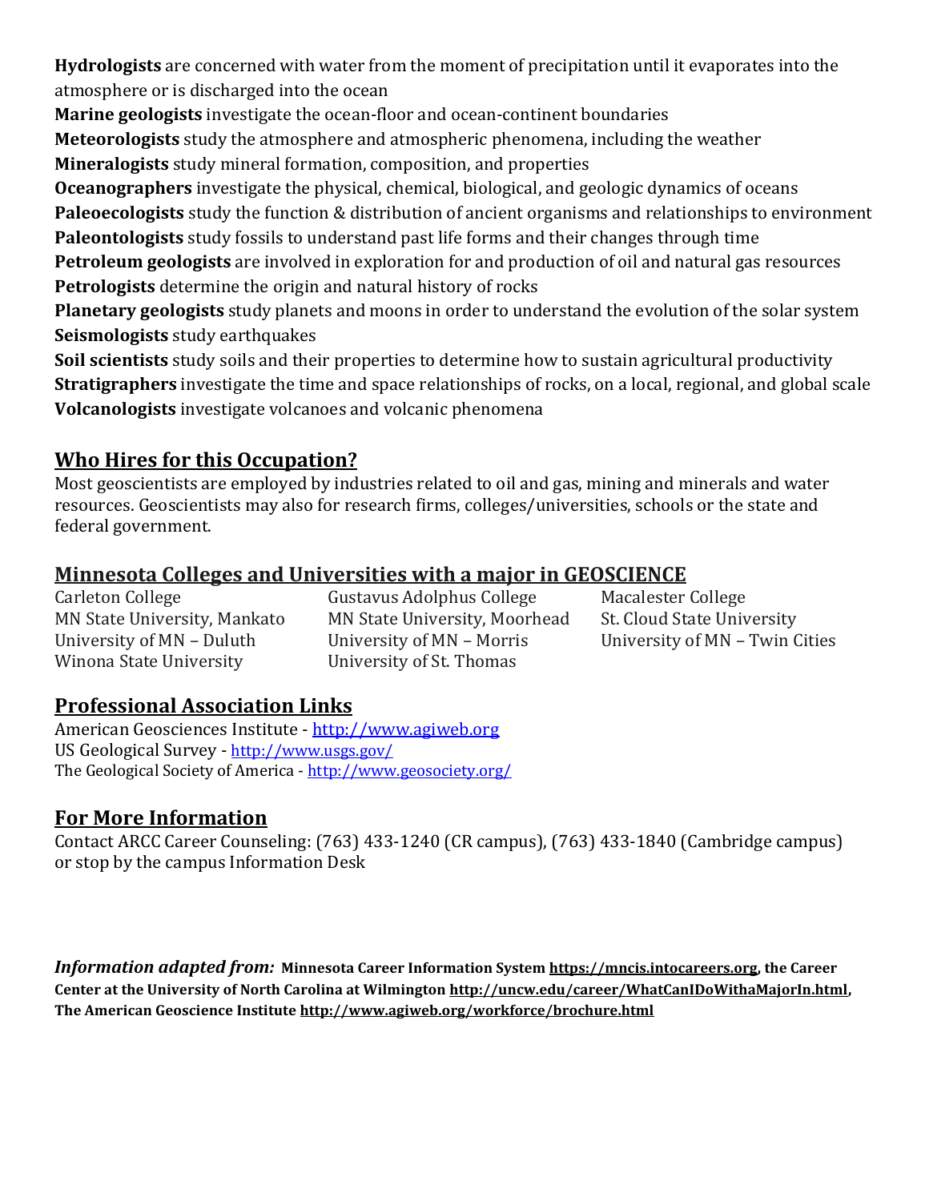**Hydrologists** are concerned with water from the moment of precipitation until it evaporates into the atmosphere or is discharged into the ocean

**Marine geologists** investigate the ocean-floor and ocean-continent boundaries

**Meteorologists** study the atmosphere and atmospheric phenomena, including the weather

**Mineralogists** study mineral formation, composition, and properties

**Oceanographers** investigate the physical, chemical, biological, and geologic dynamics of oceans

**Paleoecologists** study the function & distribution of ancient organisms and relationships to environment

**Paleontologists** study fossils to understand past life forms and their changes through time

**Petroleum geologists** are involved in exploration for and production of oil and natural gas resources

**Petrologists** determine the origin and natural history of rocks

**Planetary geologists** study planets and moons in order to understand the evolution of the solar system

**Seismologists** study earthquakes

**Soil scientists** study soils and their properties to determine how to sustain agricultural productivity

**Stratigraphers** investigate the time and space relationships of rocks, on a local, regional, and global scale

**Volcanologists** investigate volcanoes and volcanic phenomena

## Who Hires for this Occupation?

Most geoscientists are employed by industries related to oil and gas, mining and minerals and water resources. Geoscientists may also for research firms, colleges/universities, schools or the state and federal government.

## Minnesota Colleges and Universities with a major in GEOSCIENCE

- Carleton College
- Gustavus Adolphus College
- Macalester College
- MN State University, Mankato
- MN State University, Moorhead
- St. Cloud State University
- University of MN – Duluth
- University of MN – Morris
- University of MN – Twin Cities
- Winona State University
- University of St. Thomas

## Professional Association Links

American Geosciences Institute - http://www.agiweb.org
US Geological Survey - http://www.usgs.gov/
The Geological Society of America - http://www.geosociety.org/

## For More Information

Contact ARCC Career Counseling: (763) 433-1240 (CR campus), (763) 433-1840 (Cambridge campus) or stop by the campus Information Desk

***Information adapted from:*** **Minnesota Career Information System https://mncis.intocareers.org, the Career Center at the University of North Carolina at Wilmington http://uncw.edu/career/WhatCanIDoWithaMajorIn.html, The American Geoscience Institute http://www.agiweb.org/workforce/brochure.html**